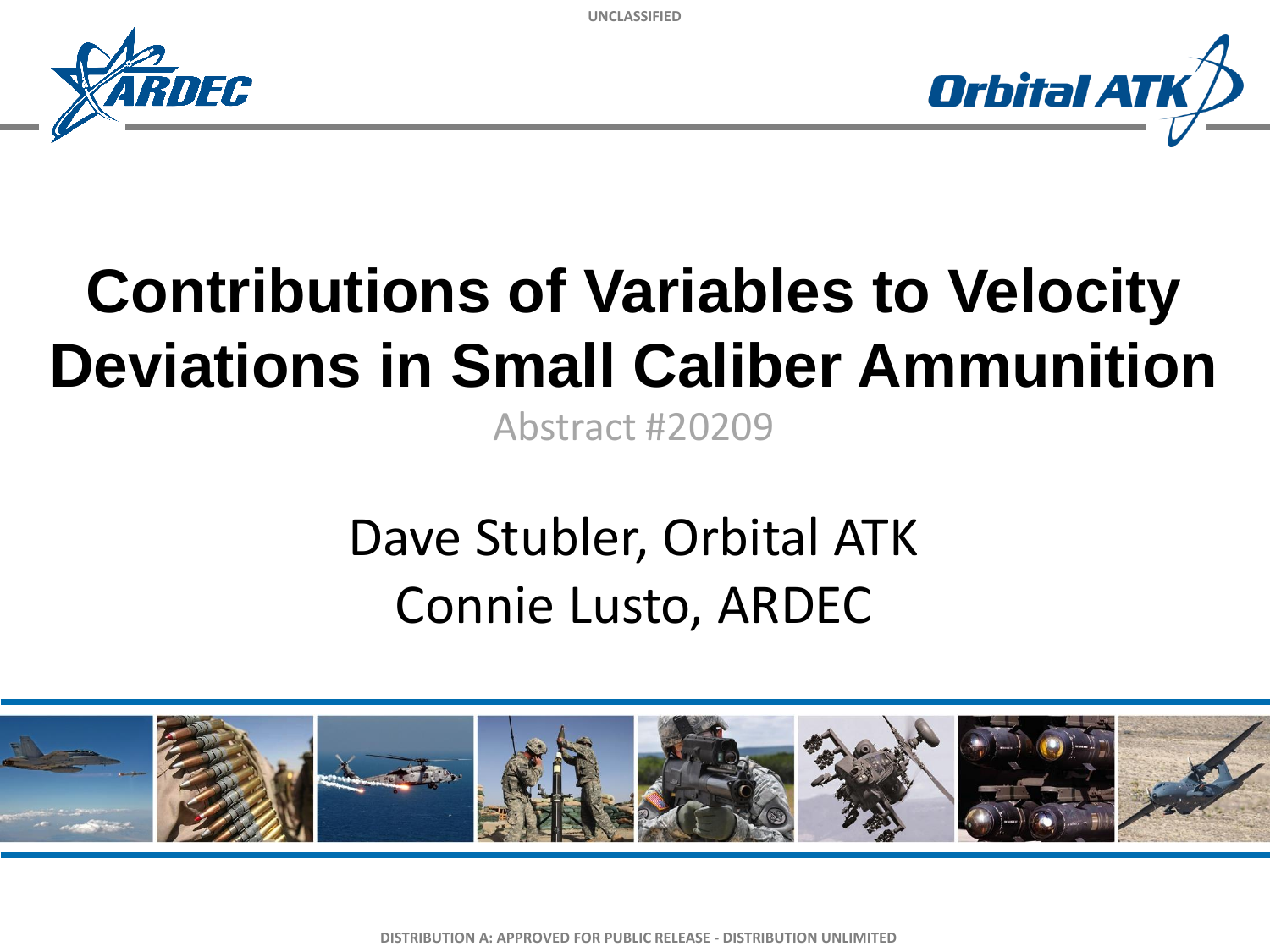UNCLASSIFIED

# Contributions of Variables to Velocity Deviations in Small Caliber Ammunition

Abstract #20209

Dave Stubler, Orbital ATK

Connie Lusto, ARDEC

DISTRIBUTION A: APPROVED FOR PUBLIC RELEASE - DISTRIBUTION UNLIMITED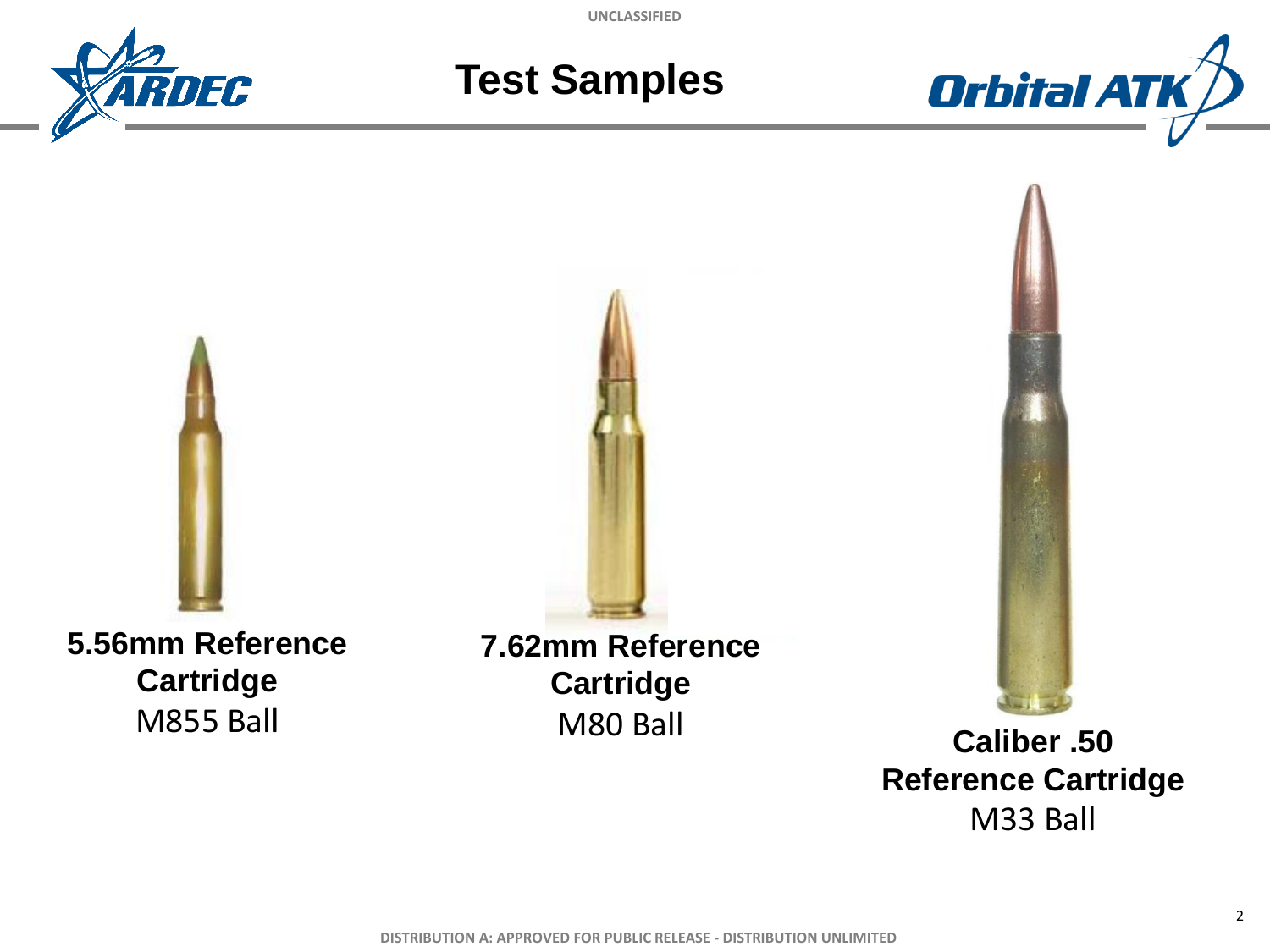# Test Samples

**5.56mm Reference Cartridge**
M855 Ball

**7.62mm Reference Cartridge**
M80 Ball

**Caliber .50 Reference Cartridge**
M33 Ball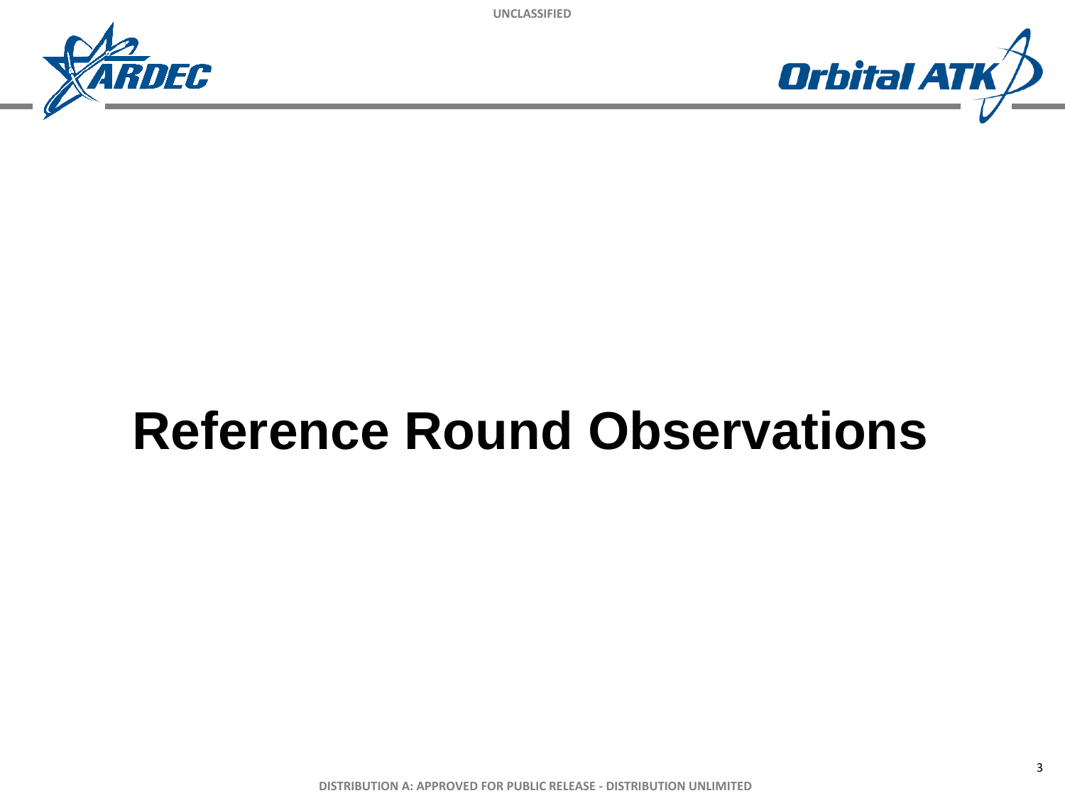# Reference Round Observations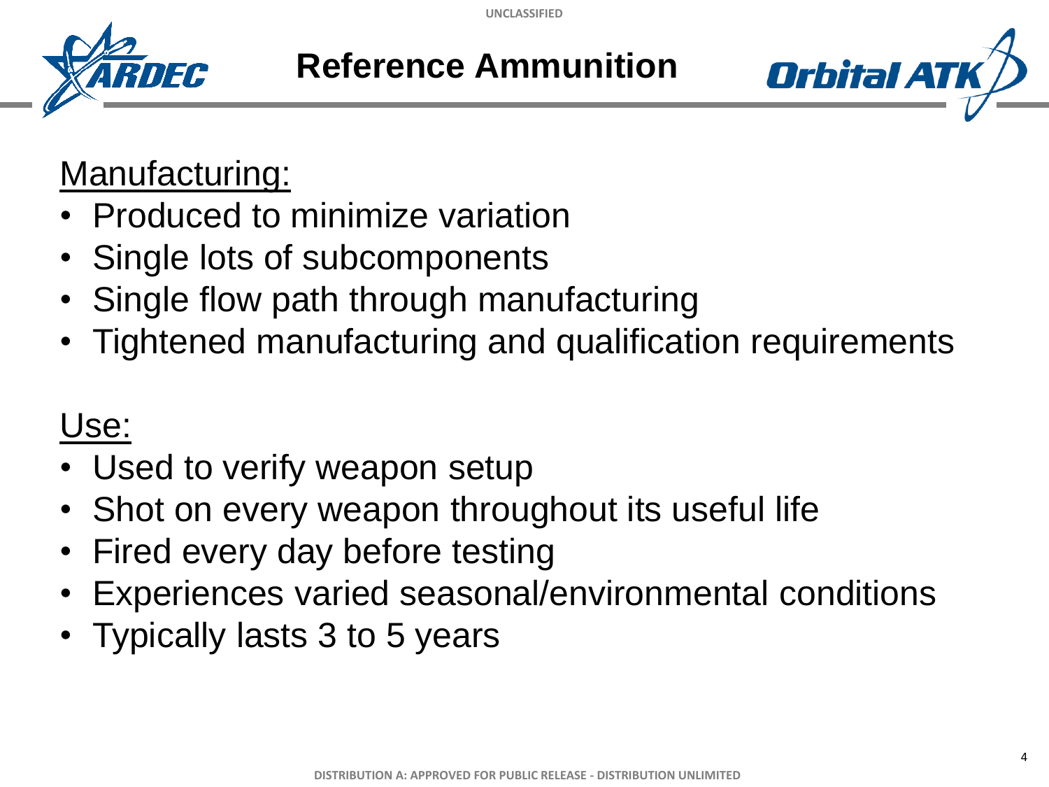# Reference Ammunition

Manufacturing:

- Produced to minimize variation
- Single lots of subcomponents
- Single flow path through manufacturing
- Tightened manufacturing and qualification requirements

Use:

- Used to verify weapon setup
- Shot on every weapon throughout its useful life
- Fired every day before testing
- Experiences varied seasonal/environmental conditions
- Typically lasts 3 to 5 years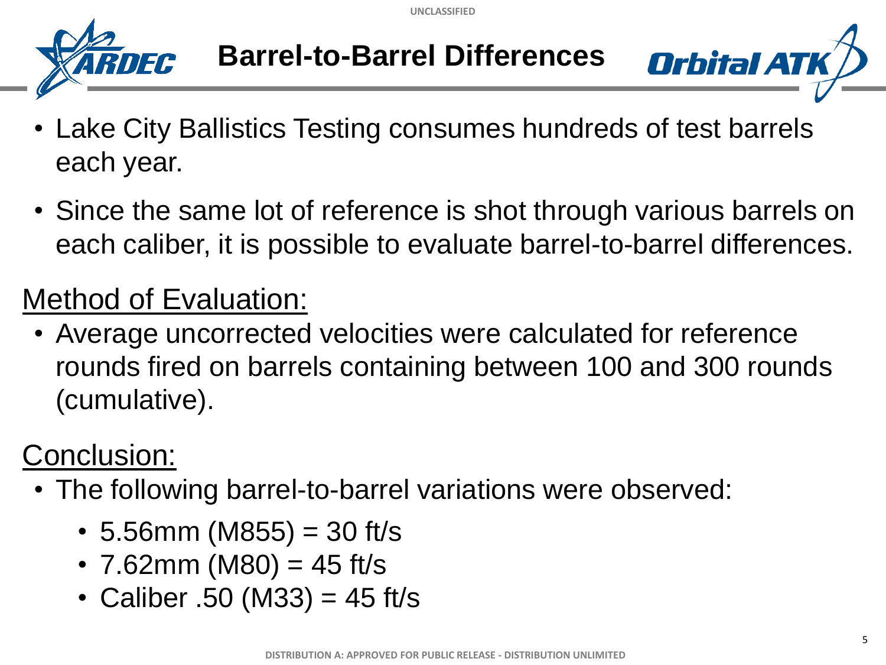# Barrel-to-Barrel Differences

- Lake City Ballistics Testing consumes hundreds of test barrels each year.
- Since the same lot of reference is shot through various barrels on each caliber, it is possible to evaluate barrel-to-barrel differences.

## Method of Evaluation:

- Average uncorrected velocities were calculated for reference rounds fired on barrels containing between 100 and 300 rounds (cumulative).

## Conclusion:

- The following barrel-to-barrel variations were observed:
  - 5.56mm (M855) = 30 ft/s
  - 7.62mm (M80) = 45 ft/s
  - Caliber .50 (M33) = 45 ft/s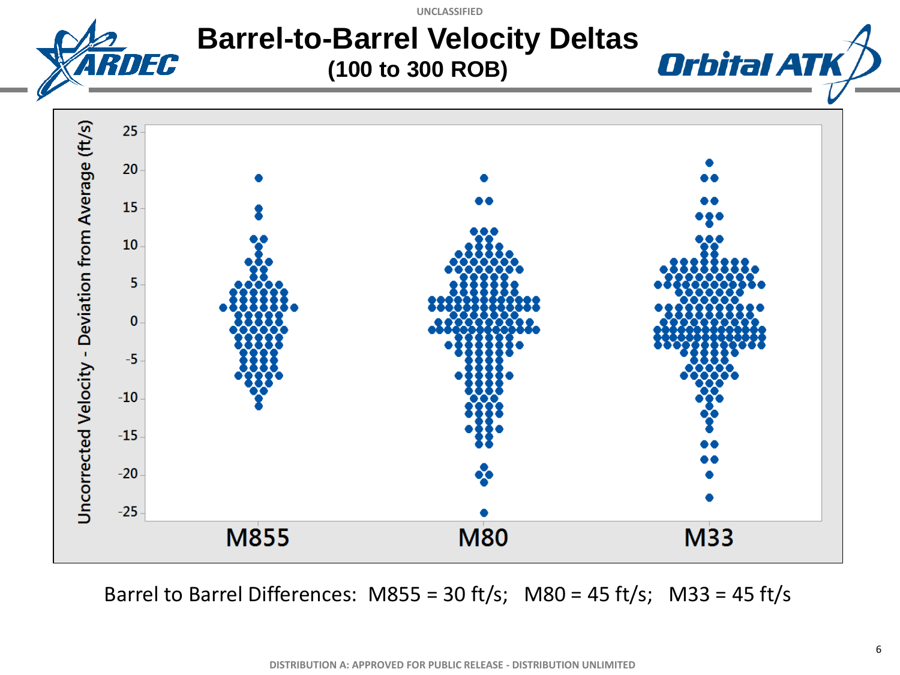UNCLASSIFIED

# Barrel-to-Barrel Velocity Deltas

## (100 to 300 ROB)

Uncorrected Velocity - Deviation from Average (ft/s)

25, 20, 15, 10, 5, 0, -5, -10, -15, -20, -25

M855 M80 M33

Barrel to Barrel Differences: M855 = 30 ft/s; M80 = 45 ft/s; M33 = 45 ft/s

DISTRIBUTION A: APPROVED FOR PUBLIC RELEASE - DISTRIBUTION UNLIMITED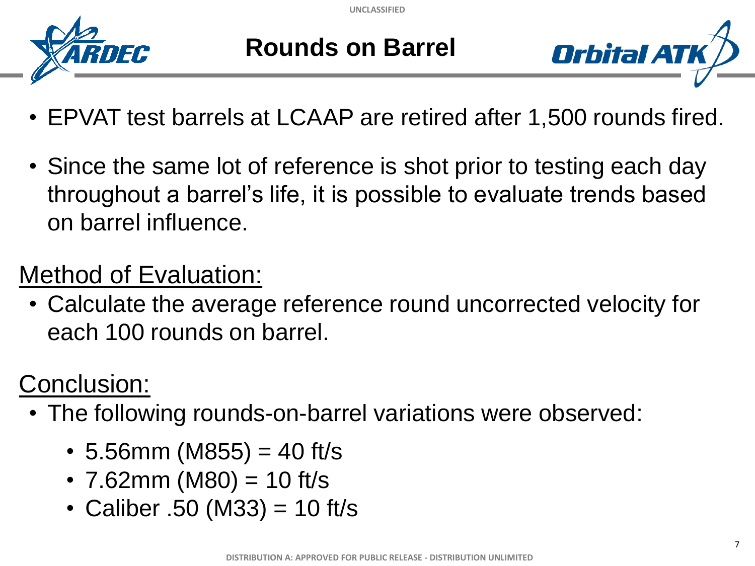# Rounds on Barrel

- EPVAT test barrels at LCAAP are retired after 1,500 rounds fired.
- Since the same lot of reference is shot prior to testing each day throughout a barrel's life, it is possible to evaluate trends based on barrel influence.

## Method of Evaluation:

- Calculate the average reference round uncorrected velocity for each 100 rounds on barrel.

## Conclusion:

- The following rounds-on-barrel variations were observed:
  - 5.56mm (M855) = 40 ft/s
  - 7.62mm (M80) = 10 ft/s
  - Caliber .50 (M33) = 10 ft/s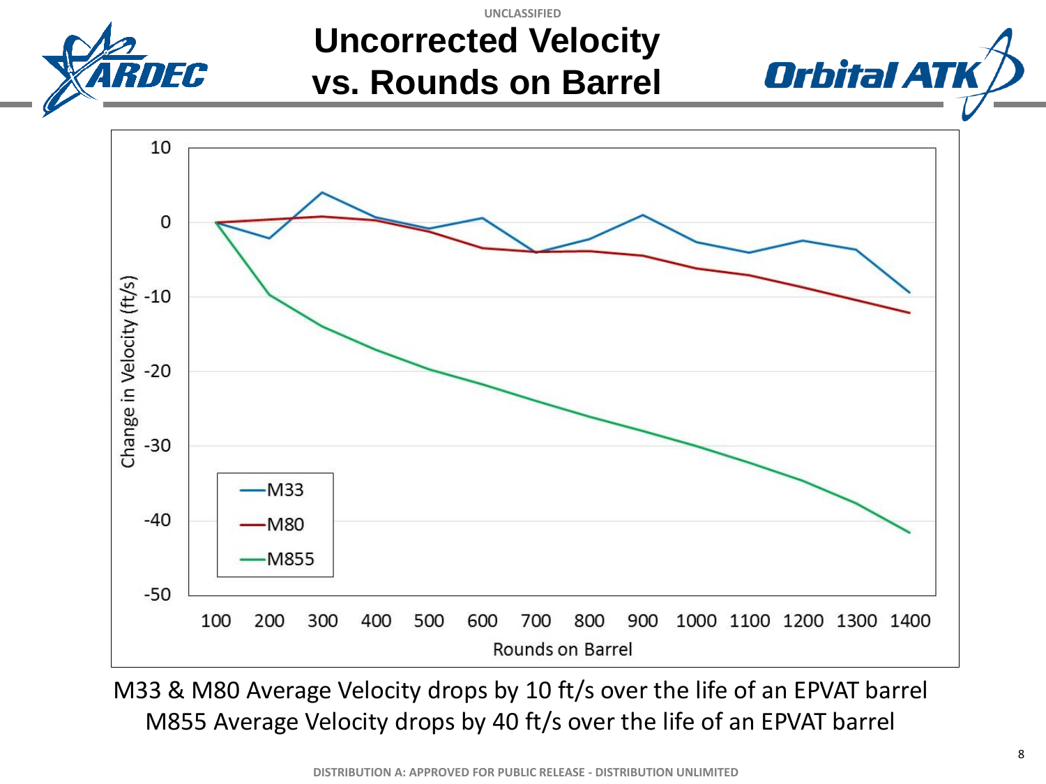UNCLASSIFIED

# Uncorrected Velocity vs. Rounds on Barrel

ARDEC

Orbital ATK

10
0
-10
-20
-30
-40
-50

Change in Velocity (ft/s)

100 200 300 400 500 600 700 800 900 1000 1100 1200 1300 1400

Rounds on Barrel

M33
M80
M855

M33 & M80 Average Velocity drops by 10 ft/s over the life of an EPVAT barrel

M855 Average Velocity drops by 40 ft/s over the life of an EPVAT barrel

DISTRIBUTION A: APPROVED FOR PUBLIC RELEASE - DISTRIBUTION UNLIMITED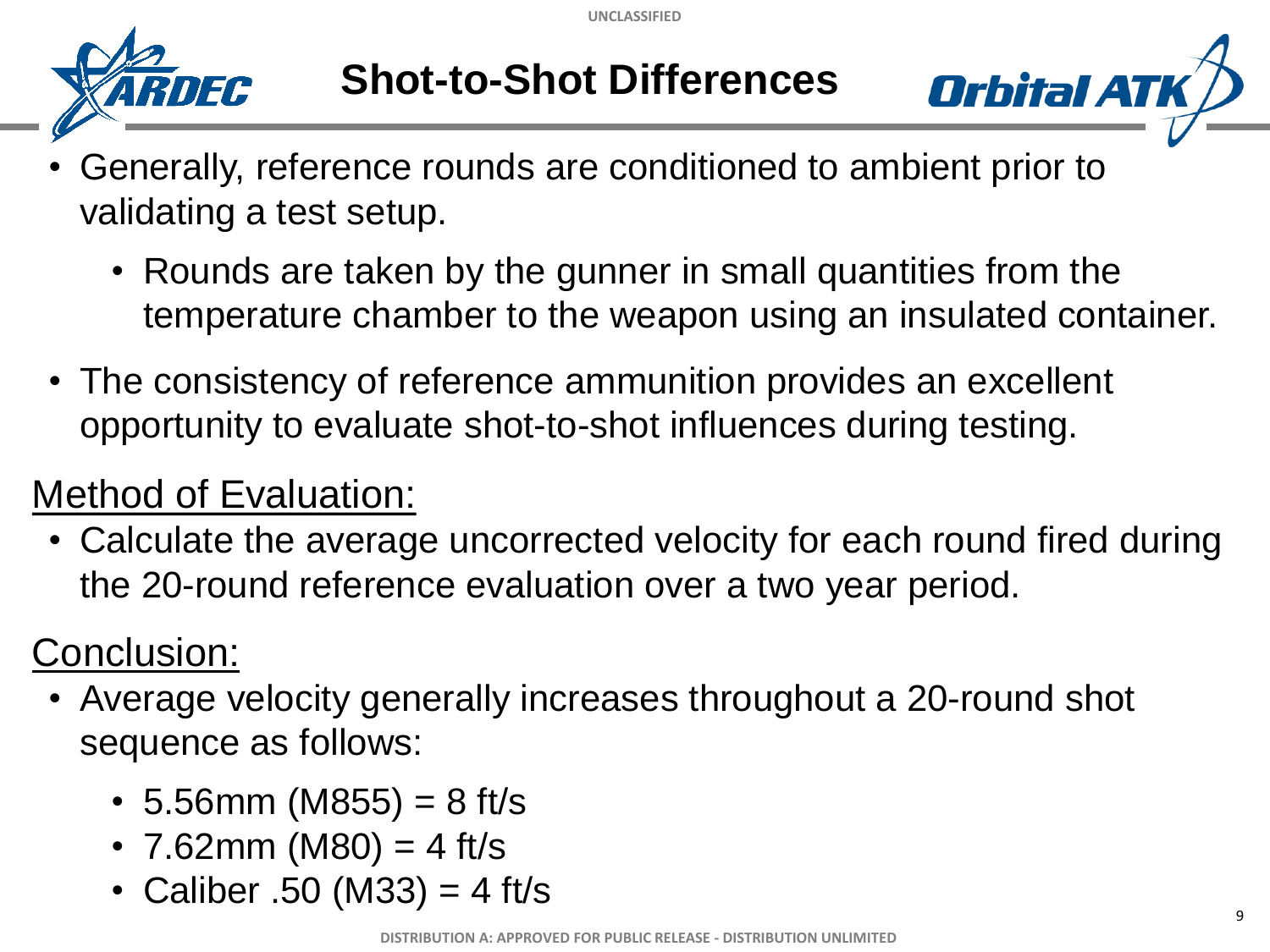# Shot-to-Shot Differences

- Generally, reference rounds are conditioned to ambient prior to validating a test setup.
  - Rounds are taken by the gunner in small quantities from the temperature chamber to the weapon using an insulated container.
- The consistency of reference ammunition provides an excellent opportunity to evaluate shot-to-shot influences during testing.

## Method of Evaluation:

- Calculate the average uncorrected velocity for each round fired during the 20-round reference evaluation over a two year period.

## Conclusion:

- Average velocity generally increases throughout a 20-round shot sequence as follows:
  - 5.56mm (M855) = 8 ft/s
  - 7.62mm (M80) = 4 ft/s
  - Caliber .50 (M33) = 4 ft/s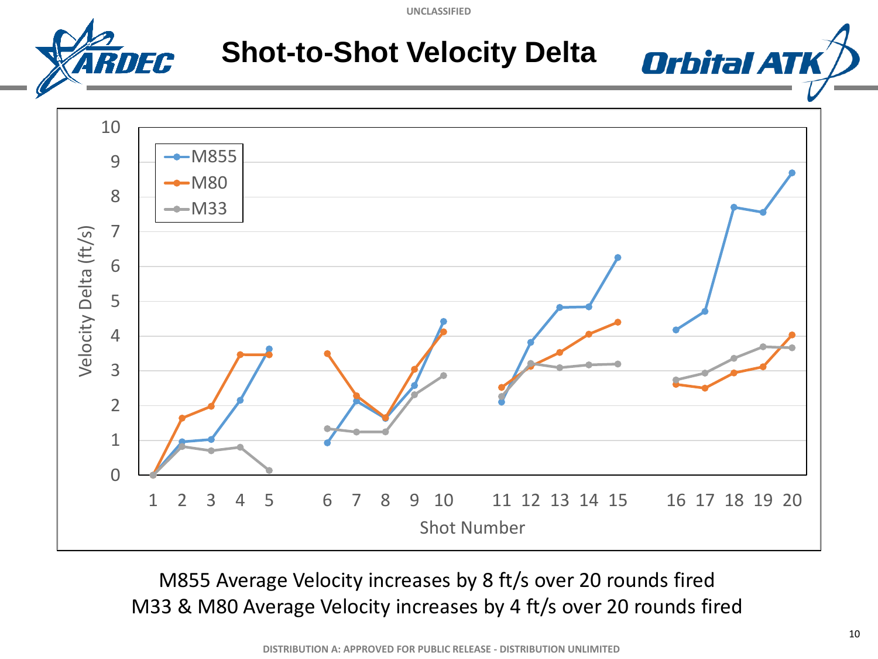UNCLASSIFIED

# Shot-to-Shot Velocity Delta

ARDEC

Orbital ATK

M855
M80
M33

Velocity Delta (ft/s)

0
1
2
3
4
5
6
7
8
9
10

1 2 3 4 5 6 7 8 9 10 11 12 13 14 15 16 17 18 19 20

Shot Number

M855 Average Velocity increases by 8 ft/s over 20 rounds fired

M33 & M80 Average Velocity increases by 4 ft/s over 20 rounds fired

DISTRIBUTION A: APPROVED FOR PUBLIC RELEASE - DISTRIBUTION UNLIMITED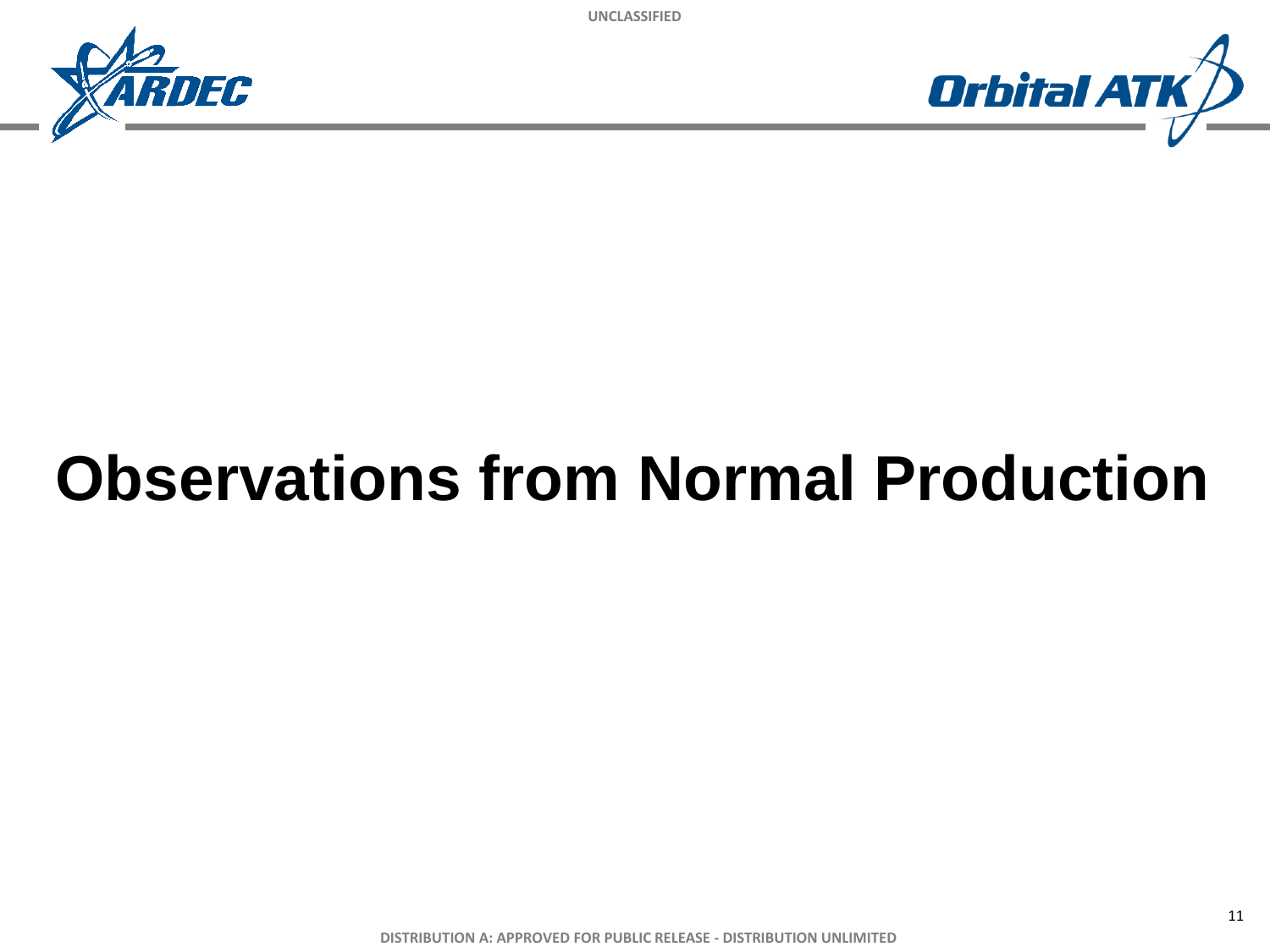# Observations from Normal Production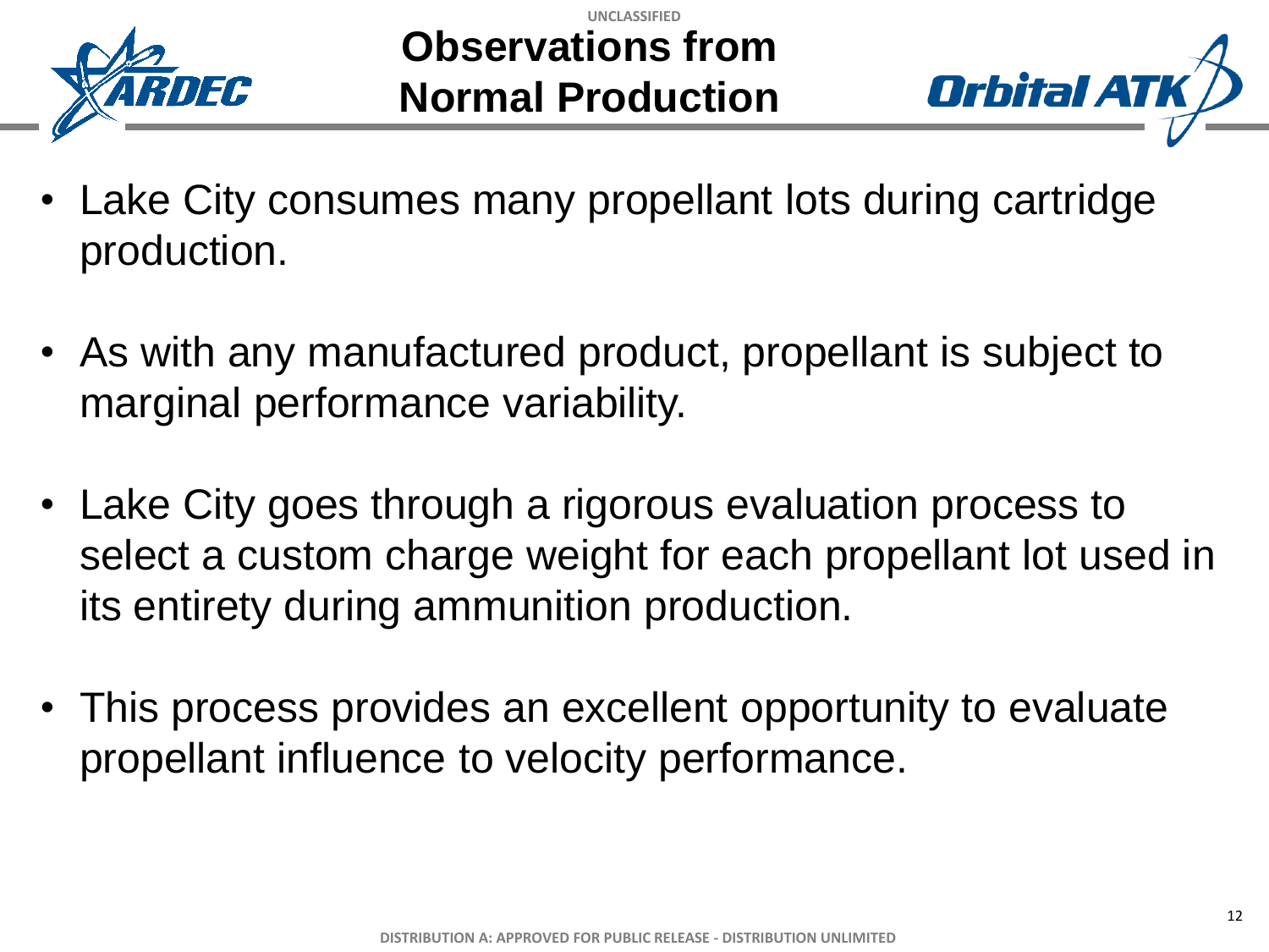# Observations from Normal Production

- Lake City consumes many propellant lots during cartridge production.
- As with any manufactured product, propellant is subject to marginal performance variability.
- Lake City goes through a rigorous evaluation process to select a custom charge weight for each propellant lot used in its entirety during ammunition production.
- This process provides an excellent opportunity to evaluate propellant influence to velocity performance.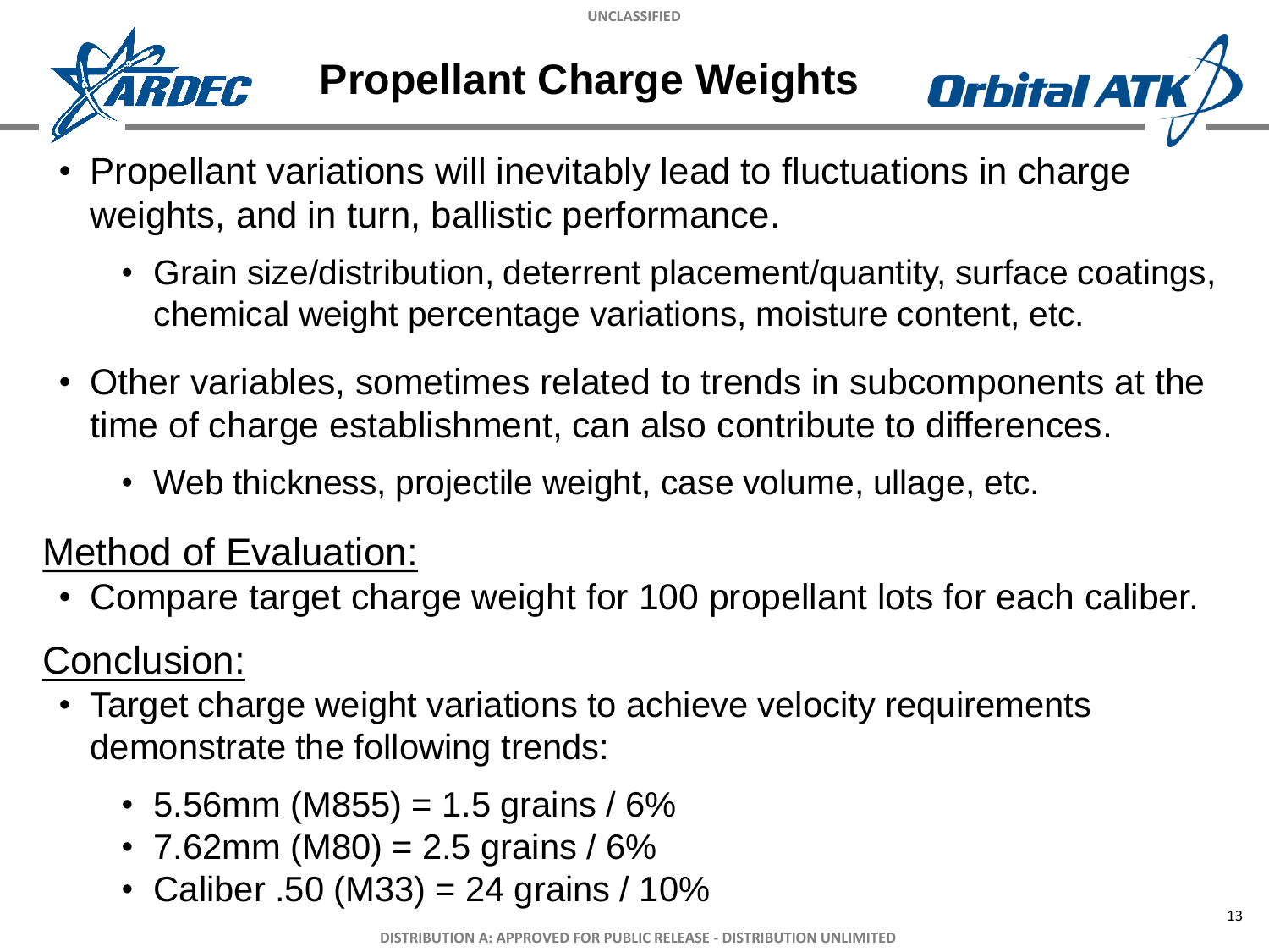# Propellant Charge Weights

- Propellant variations will inevitably lead to fluctuations in charge weights, and in turn, ballistic performance.
  - Grain size/distribution, deterrent placement/quantity, surface coatings, chemical weight percentage variations, moisture content, etc.
- Other variables, sometimes related to trends in subcomponents at the time of charge establishment, can also contribute to differences.
  - Web thickness, projectile weight, case volume, ullage, etc.

## Method of Evaluation:

- Compare target charge weight for 100 propellant lots for each caliber.

## Conclusion:

- Target charge weight variations to achieve velocity requirements demonstrate the following trends:
  - 5.56mm (M855) = 1.5 grains / 6%
  - 7.62mm (M80) = 2.5 grains / 6%
  - Caliber .50 (M33) = 24 grains / 10%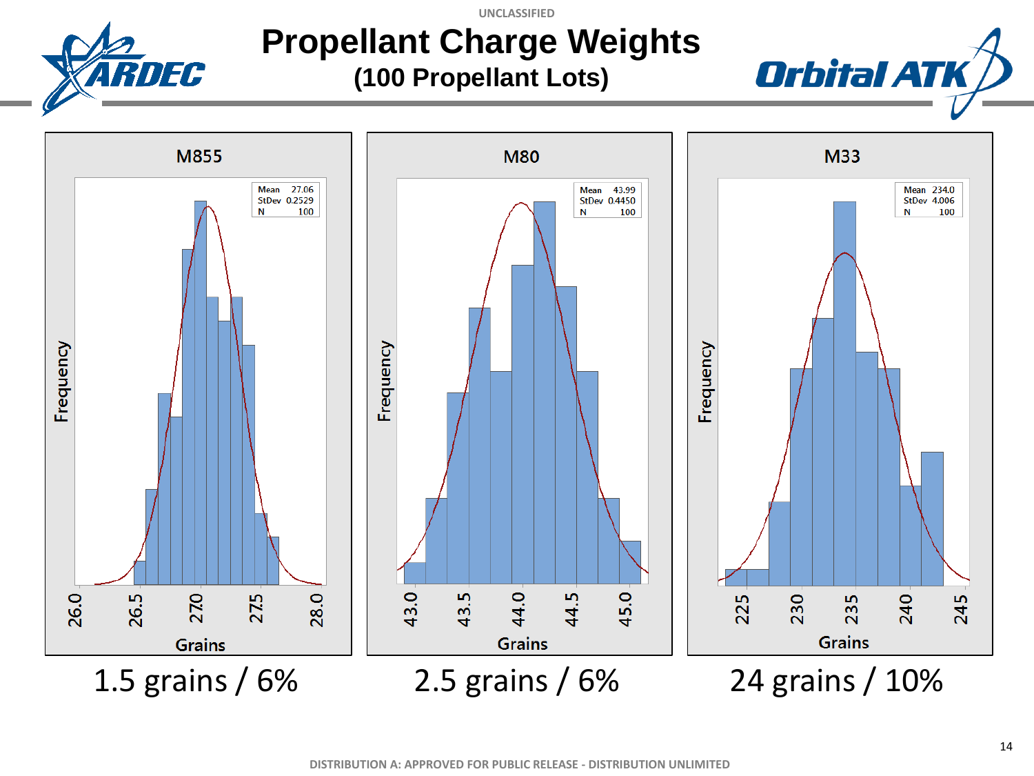UNCLASSIFIED

# Propellant Charge Weights

## (100 Propellant Lots)

ARDEC

Orbital ATK

M855

Mean 27.06
StDev 0.2529
N 100

Frequency

26.0 26.5 27.0 27.5 28.0

Grains

M80

Mean 43.99
StDev 0.4450
N 100

Frequency

43.0 43.5 44.0 44.5 45.0

Grains

M33

Mean 234.0
StDev 4.006
N 100

Frequency

225 230 235 240 245

Grains

1.5 grains / 6%

2.5 grains / 6%

24 grains / 10%

DISTRIBUTION A: APPROVED FOR PUBLIC RELEASE - DISTRIBUTION UNLIMITED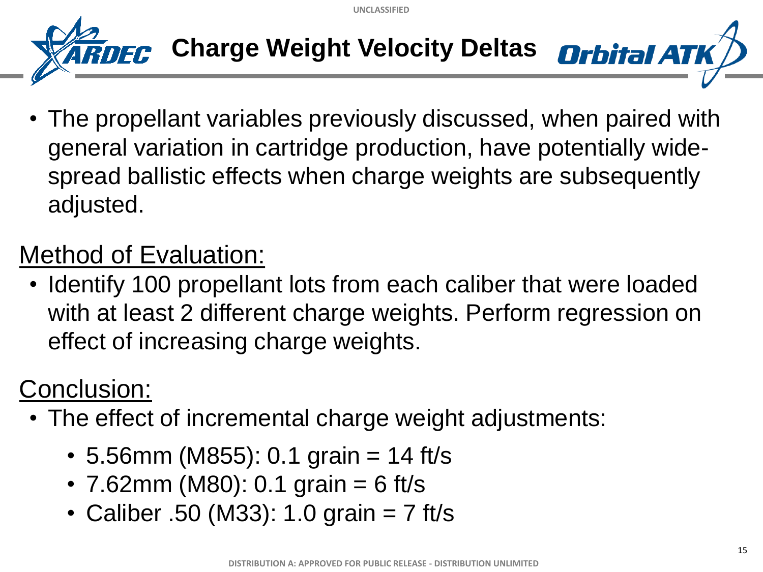# Charge Weight Velocity Deltas

- The propellant variables previously discussed, when paired with general variation in cartridge production, have potentially wide-spread ballistic effects when charge weights are subsequently adjusted.

## Method of Evaluation:

- Identify 100 propellant lots from each caliber that were loaded with at least 2 different charge weights. Perform regression on effect of increasing charge weights.

## Conclusion:

- The effect of incremental charge weight adjustments:
  - 5.56mm (M855): 0.1 grain = 14 ft/s
  - 7.62mm (M80): 0.1 grain = 6 ft/s
  - Caliber .50 (M33): 1.0 grain = 7 ft/s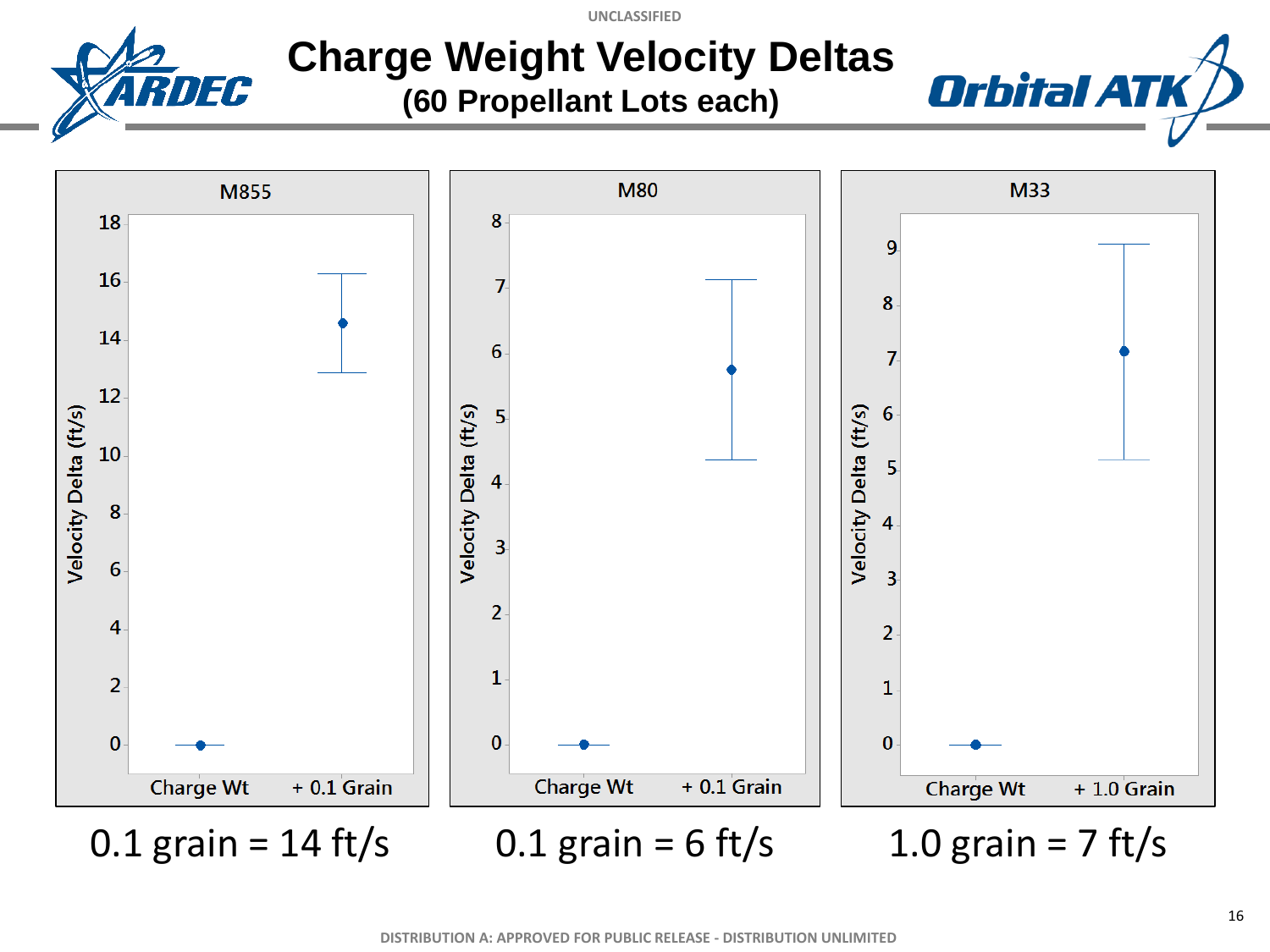# Charge Weight Velocity Deltas

## (60 Propellant Lots each)

M855

Velocity Delta (ft/s)

18
16
14
12
10
8
6
4
2
0

Charge Wt
+ 0.1 Grain

M80

Velocity Delta (ft/s)

8
7
6
5
4
3
2
1
0

Charge Wt
+ 0.1 Grain

M33

Velocity Delta (ft/s)

9
8
7
6
5
4
3
2
1
0

Charge Wt
+ 1.0 Grain

0.1 grain = 14 ft/s

0.1 grain = 6 ft/s

1.0 grain = 7 ft/s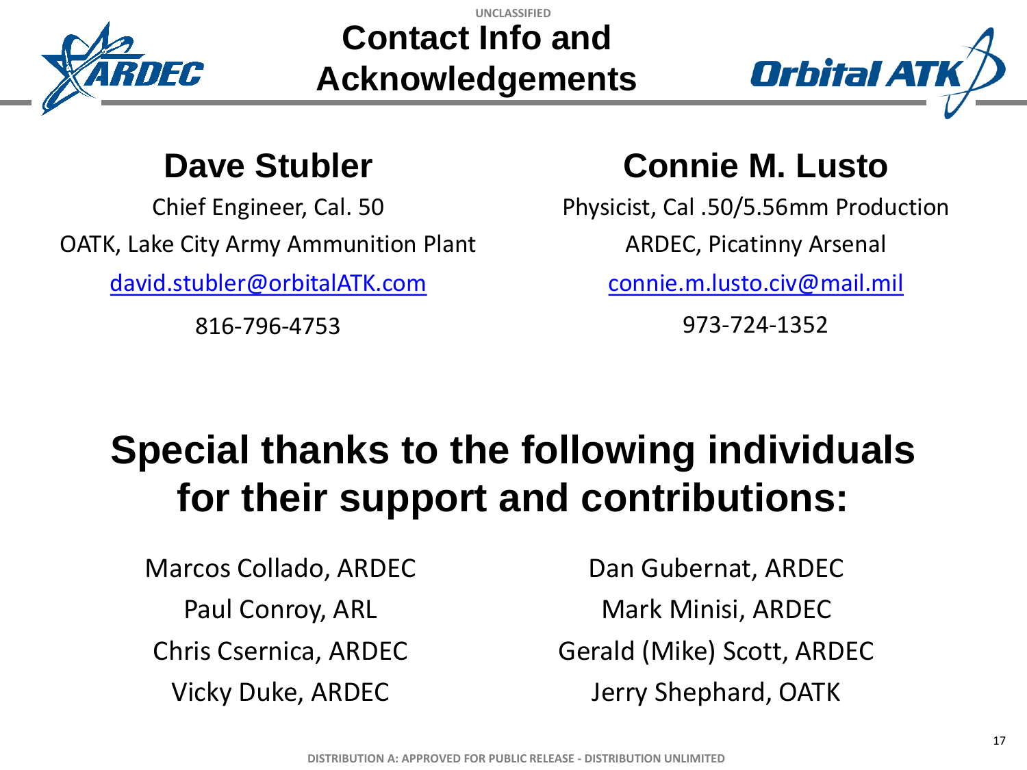UNCLASSIFIED

# Contact Info and Acknowledgements

## Dave Stubler

Chief Engineer, Cal. 50

OATK, Lake City Army Ammunition Plant

david.stubler@orbitalATK.com

816-796-4753

## Connie M. Lusto

Physicist, Cal .50/5.56mm Production

ARDEC, Picatinny Arsenal

connie.m.lusto.civ@mail.mil

973-724-1352

## Special thanks to the following individuals for their support and contributions:

Marcos Collado, ARDEC

Paul Conroy, ARL

Chris Csernica, ARDEC

Vicky Duke, ARDEC

Dan Gubernat, ARDEC

Mark Minisi, ARDEC

Gerald (Mike) Scott, ARDEC

Jerry Shephard, OATK

DISTRIBUTION A: APPROVED FOR PUBLIC RELEASE - DISTRIBUTION UNLIMITED